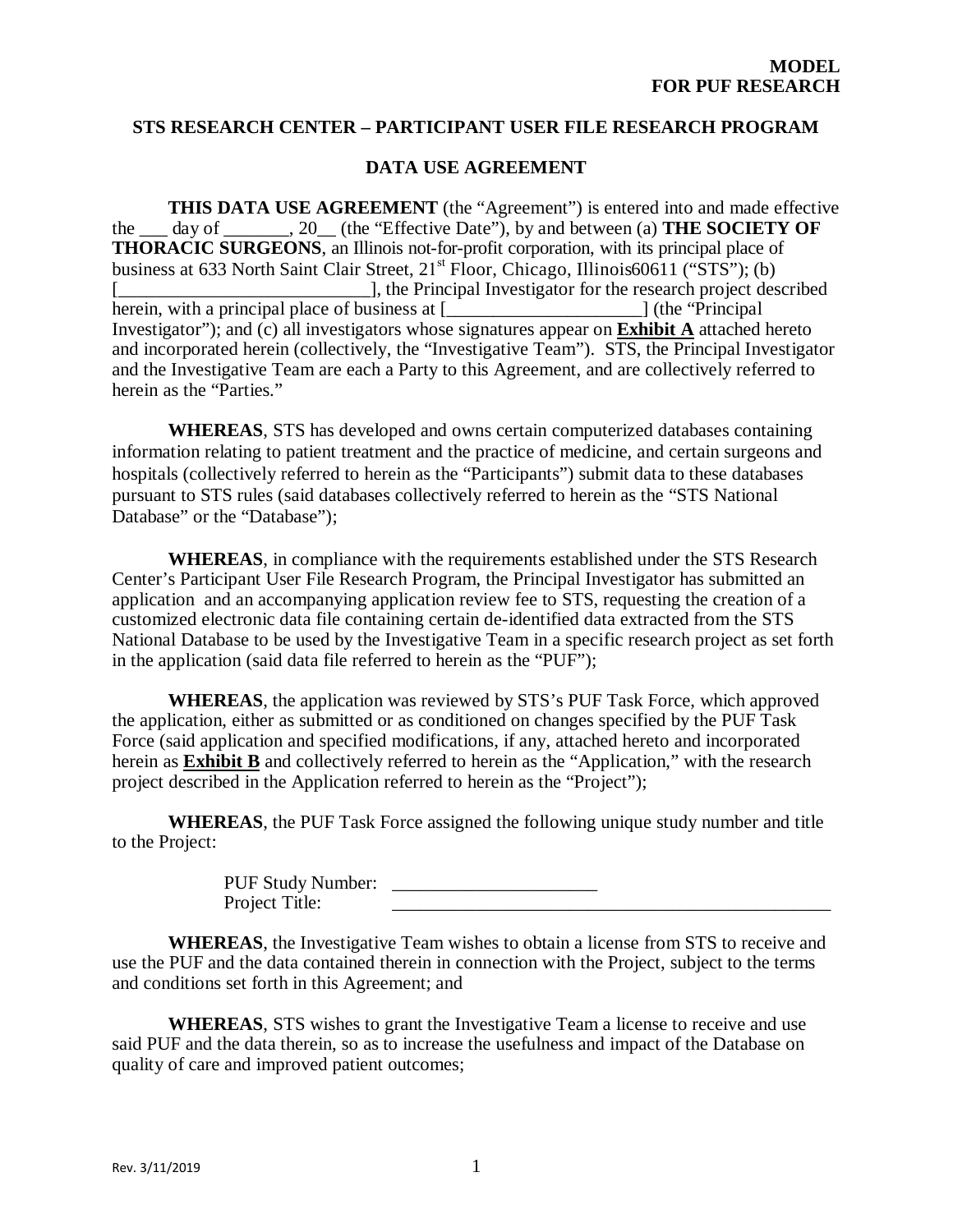**MODEL**
**FOR PUF RESEARCH**

## STS RESEARCH CENTER – PARTICIPANT USER FILE RESEARCH PROGRAM

## DATA USE AGREEMENT

**THIS DATA USE AGREEMENT** (the "Agreement") is entered into and made effective the ___ day of _______, 20__ (the "Effective Date"), by and between (a) **THE SOCIETY OF THORACIC SURGEONS**, an Illinois not-for-profit corporation, with its principal place of business at 633 North Saint Clair Street, 21st Floor, Chicago, Illinois60611 ("STS"); (b) [___________________________], the Principal Investigator for the research project described herein, with a principal place of business at [____________________] (the "Principal Investigator"); and (c) all investigators whose signatures appear on **Exhibit A** attached hereto and incorporated herein (collectively, the "Investigative Team"). STS, the Principal Investigator and the Investigative Team are each a Party to this Agreement, and are collectively referred to herein as the "Parties."

**WHEREAS**, STS has developed and owns certain computerized databases containing information relating to patient treatment and the practice of medicine, and certain surgeons and hospitals (collectively referred to herein as the "Participants") submit data to these databases pursuant to STS rules (said databases collectively referred to herein as the "STS National Database" or the "Database");

**WHEREAS**, in compliance with the requirements established under the STS Research Center's Participant User File Research Program, the Principal Investigator has submitted an application and an accompanying application review fee to STS, requesting the creation of a customized electronic data file containing certain de-identified data extracted from the STS National Database to be used by the Investigative Team in a specific research project as set forth in the application (said data file referred to herein as the "PUF");

**WHEREAS**, the application was reviewed by STS's PUF Task Force, which approved the application, either as submitted or as conditioned on changes specified by the PUF Task Force (said application and specified modifications, if any, attached hereto and incorporated herein as **Exhibit B** and collectively referred to herein as the "Application," with the research project described in the Application referred to herein as the "Project");

**WHEREAS**, the PUF Task Force assigned the following unique study number and title to the Project:

PUF Study Number: ______________________
Project Title: _________________________________________________

**WHEREAS**, the Investigative Team wishes to obtain a license from STS to receive and use the PUF and the data contained therein in connection with the Project, subject to the terms and conditions set forth in this Agreement; and

**WHEREAS**, STS wishes to grant the Investigative Team a license to receive and use said PUF and the data therein, so as to increase the usefulness and impact of the Database on quality of care and improved patient outcomes;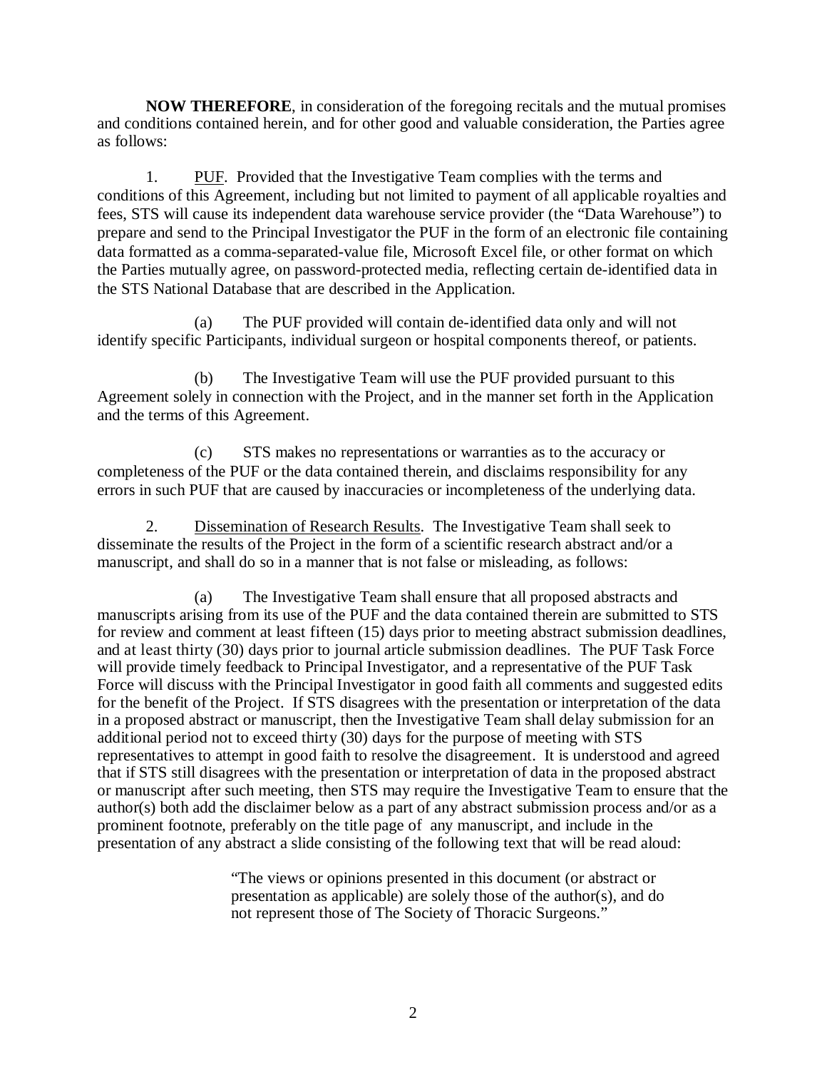**NOW THEREFORE**, in consideration of the foregoing recitals and the mutual promises and conditions contained herein, and for other good and valuable consideration, the Parties agree as follows:

1. PUF. Provided that the Investigative Team complies with the terms and conditions of this Agreement, including but not limited to payment of all applicable royalties and fees, STS will cause its independent data warehouse service provider (the "Data Warehouse") to prepare and send to the Principal Investigator the PUF in the form of an electronic file containing data formatted as a comma-separated-value file, Microsoft Excel file, or other format on which the Parties mutually agree, on password-protected media, reflecting certain de-identified data in the STS National Database that are described in the Application.

(a) The PUF provided will contain de-identified data only and will not identify specific Participants, individual surgeon or hospital components thereof, or patients.

(b) The Investigative Team will use the PUF provided pursuant to this Agreement solely in connection with the Project, and in the manner set forth in the Application and the terms of this Agreement.

(c) STS makes no representations or warranties as to the accuracy or completeness of the PUF or the data contained therein, and disclaims responsibility for any errors in such PUF that are caused by inaccuracies or incompleteness of the underlying data.

2. Dissemination of Research Results. The Investigative Team shall seek to disseminate the results of the Project in the form of a scientific research abstract and/or a manuscript, and shall do so in a manner that is not false or misleading, as follows:

(a) The Investigative Team shall ensure that all proposed abstracts and manuscripts arising from its use of the PUF and the data contained therein are submitted to STS for review and comment at least fifteen (15) days prior to meeting abstract submission deadlines, and at least thirty (30) days prior to journal article submission deadlines. The PUF Task Force will provide timely feedback to Principal Investigator, and a representative of the PUF Task Force will discuss with the Principal Investigator in good faith all comments and suggested edits for the benefit of the Project. If STS disagrees with the presentation or interpretation of the data in a proposed abstract or manuscript, then the Investigative Team shall delay submission for an additional period not to exceed thirty (30) days for the purpose of meeting with STS representatives to attempt in good faith to resolve the disagreement. It is understood and agreed that if STS still disagrees with the presentation or interpretation of data in the proposed abstract or manuscript after such meeting, then STS may require the Investigative Team to ensure that the author(s) both add the disclaimer below as a part of any abstract submission process and/or as a prominent footnote, preferably on the title page of any manuscript, and include in the presentation of any abstract a slide consisting of the following text that will be read aloud:

> "The views or opinions presented in this document (or abstract or presentation as applicable) are solely those of the author(s), and do not represent those of The Society of Thoracic Surgeons."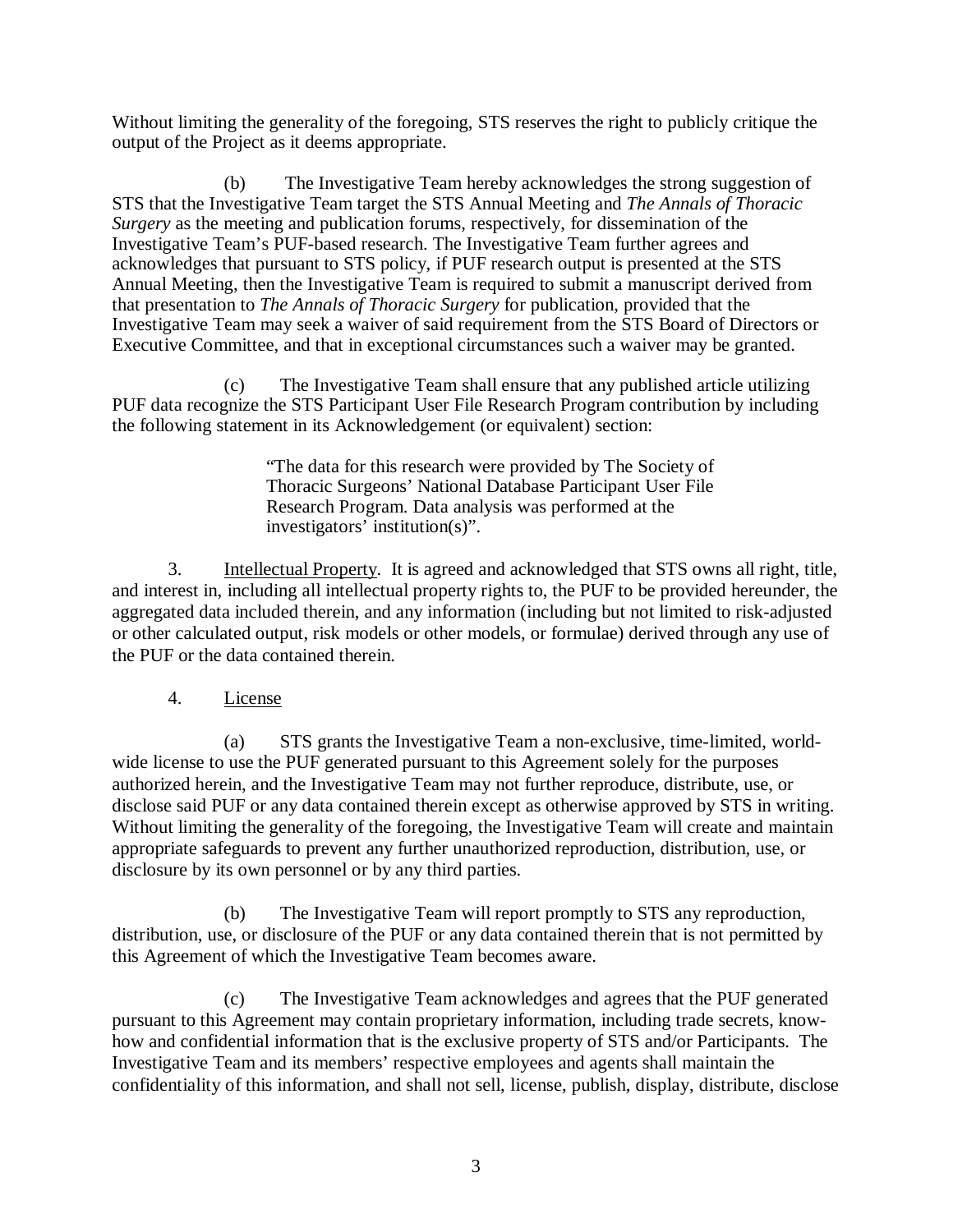Without limiting the generality of the foregoing, STS reserves the right to publicly critique the output of the Project as it deems appropriate.

(b) The Investigative Team hereby acknowledges the strong suggestion of STS that the Investigative Team target the STS Annual Meeting and *The Annals of Thoracic Surgery* as the meeting and publication forums, respectively, for dissemination of the Investigative Team's PUF-based research. The Investigative Team further agrees and acknowledges that pursuant to STS policy, if PUF research output is presented at the STS Annual Meeting, then the Investigative Team is required to submit a manuscript derived from that presentation to *The Annals of Thoracic Surgery* for publication, provided that the Investigative Team may seek a waiver of said requirement from the STS Board of Directors or Executive Committee, and that in exceptional circumstances such a waiver may be granted.

(c) The Investigative Team shall ensure that any published article utilizing PUF data recognize the STS Participant User File Research Program contribution by including the following statement in its Acknowledgement (or equivalent) section:

> "The data for this research were provided by The Society of Thoracic Surgeons' National Database Participant User File Research Program. Data analysis was performed at the investigators' institution(s)".

3. Intellectual Property. It is agreed and acknowledged that STS owns all right, title, and interest in, including all intellectual property rights to, the PUF to be provided hereunder, the aggregated data included therein, and any information (including but not limited to risk-adjusted or other calculated output, risk models or other models, or formulae) derived through any use of the PUF or the data contained therein.

4. License

(a) STS grants the Investigative Team a non-exclusive, time-limited, world-wide license to use the PUF generated pursuant to this Agreement solely for the purposes authorized herein, and the Investigative Team may not further reproduce, distribute, use, or disclose said PUF or any data contained therein except as otherwise approved by STS in writing. Without limiting the generality of the foregoing, the Investigative Team will create and maintain appropriate safeguards to prevent any further unauthorized reproduction, distribution, use, or disclosure by its own personnel or by any third parties.

(b) The Investigative Team will report promptly to STS any reproduction, distribution, use, or disclosure of the PUF or any data contained therein that is not permitted by this Agreement of which the Investigative Team becomes aware.

(c) The Investigative Team acknowledges and agrees that the PUF generated pursuant to this Agreement may contain proprietary information, including trade secrets, know-how and confidential information that is the exclusive property of STS and/or Participants. The Investigative Team and its members' respective employees and agents shall maintain the confidentiality of this information, and shall not sell, license, publish, display, distribute, disclose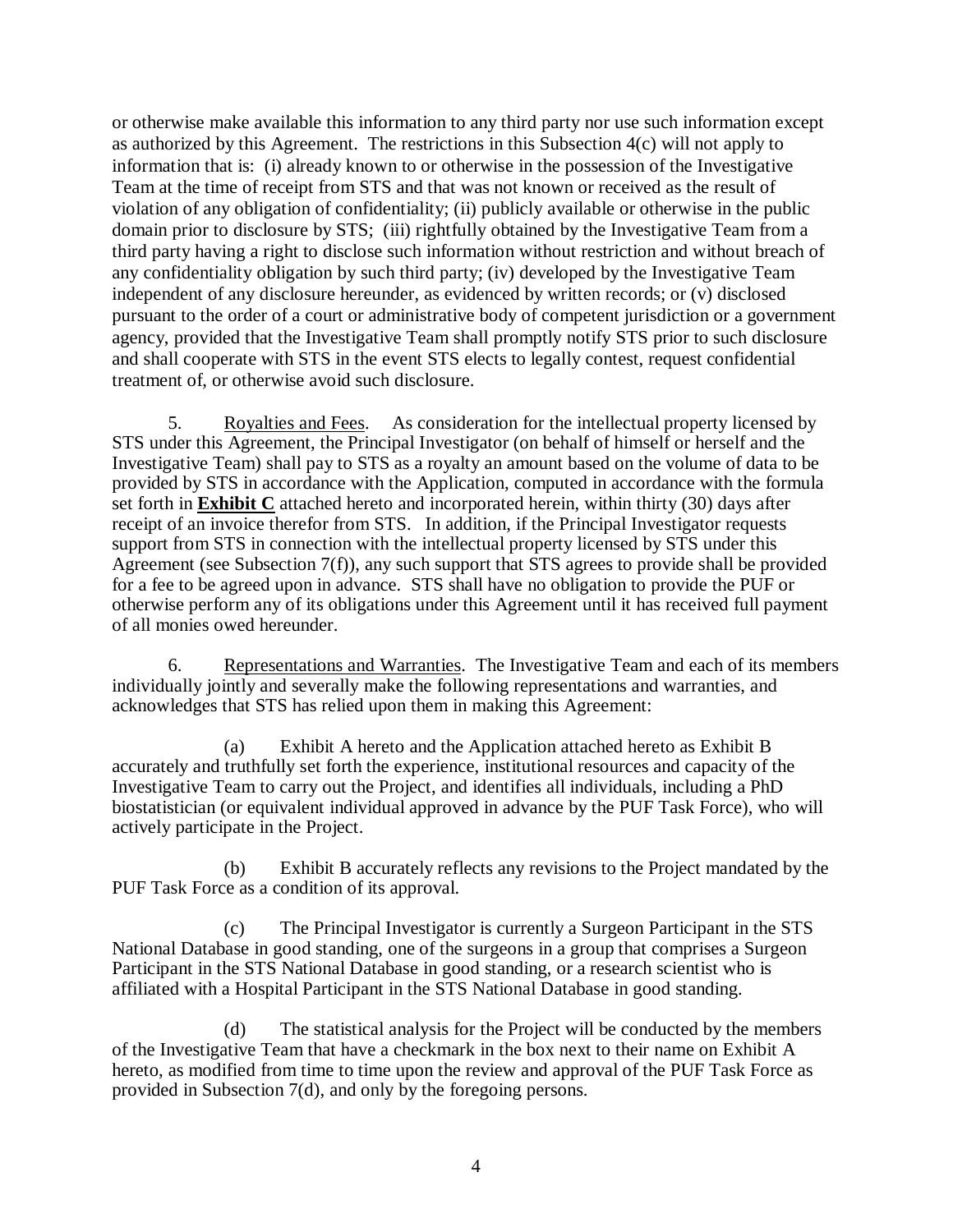or otherwise make available this information to any third party nor use such information except as authorized by this Agreement. The restrictions in this Subsection 4(c) will not apply to information that is: (i) already known to or otherwise in the possession of the Investigative Team at the time of receipt from STS and that was not known or received as the result of violation of any obligation of confidentiality; (ii) publicly available or otherwise in the public domain prior to disclosure by STS; (iii) rightfully obtained by the Investigative Team from a third party having a right to disclose such information without restriction and without breach of any confidentiality obligation by such third party; (iv) developed by the Investigative Team independent of any disclosure hereunder, as evidenced by written records; or (v) disclosed pursuant to the order of a court or administrative body of competent jurisdiction or a government agency, provided that the Investigative Team shall promptly notify STS prior to such disclosure and shall cooperate with STS in the event STS elects to legally contest, request confidential treatment of, or otherwise avoid such disclosure.

5. Royalties and Fees. As consideration for the intellectual property licensed by STS under this Agreement, the Principal Investigator (on behalf of himself or herself and the Investigative Team) shall pay to STS as a royalty an amount based on the volume of data to be provided by STS in accordance with the Application, computed in accordance with the formula set forth in **Exhibit C** attached hereto and incorporated herein, within thirty (30) days after receipt of an invoice therefor from STS. In addition, if the Principal Investigator requests support from STS in connection with the intellectual property licensed by STS under this Agreement (see Subsection 7(f)), any such support that STS agrees to provide shall be provided for a fee to be agreed upon in advance. STS shall have no obligation to provide the PUF or otherwise perform any of its obligations under this Agreement until it has received full payment of all monies owed hereunder.

6. Representations and Warranties. The Investigative Team and each of its members individually jointly and severally make the following representations and warranties, and acknowledges that STS has relied upon them in making this Agreement:

(a) Exhibit A hereto and the Application attached hereto as Exhibit B accurately and truthfully set forth the experience, institutional resources and capacity of the Investigative Team to carry out the Project, and identifies all individuals, including a PhD biostatistician (or equivalent individual approved in advance by the PUF Task Force), who will actively participate in the Project.

(b) Exhibit B accurately reflects any revisions to the Project mandated by the PUF Task Force as a condition of its approval.

(c) The Principal Investigator is currently a Surgeon Participant in the STS National Database in good standing, one of the surgeons in a group that comprises a Surgeon Participant in the STS National Database in good standing, or a research scientist who is affiliated with a Hospital Participant in the STS National Database in good standing.

(d) The statistical analysis for the Project will be conducted by the members of the Investigative Team that have a checkmark in the box next to their name on Exhibit A hereto, as modified from time to time upon the review and approval of the PUF Task Force as provided in Subsection 7(d), and only by the foregoing persons.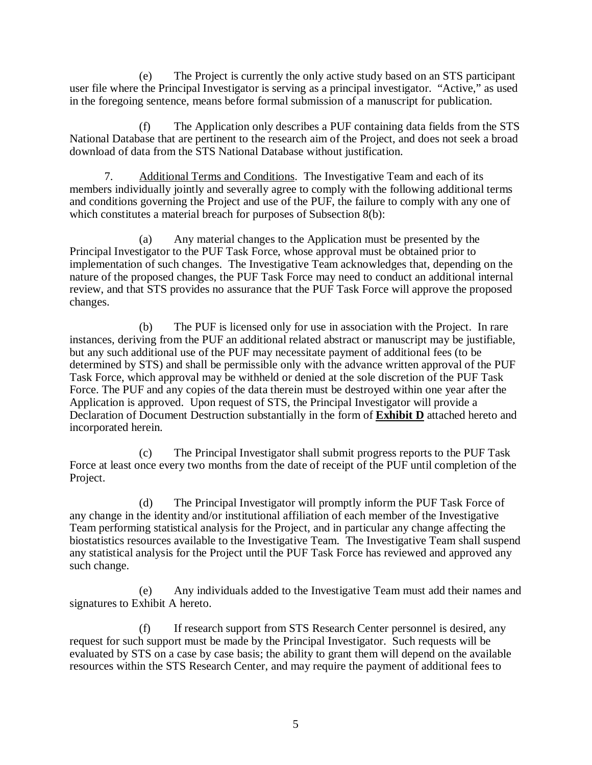(e) The Project is currently the only active study based on an STS participant user file where the Principal Investigator is serving as a principal investigator. "Active," as used in the foregoing sentence, means before formal submission of a manuscript for publication.

(f) The Application only describes a PUF containing data fields from the STS National Database that are pertinent to the research aim of the Project, and does not seek a broad download of data from the STS National Database without justification.

7. Additional Terms and Conditions. The Investigative Team and each of its members individually jointly and severally agree to comply with the following additional terms and conditions governing the Project and use of the PUF, the failure to comply with any one of which constitutes a material breach for purposes of Subsection 8(b):

(a) Any material changes to the Application must be presented by the Principal Investigator to the PUF Task Force, whose approval must be obtained prior to implementation of such changes. The Investigative Team acknowledges that, depending on the nature of the proposed changes, the PUF Task Force may need to conduct an additional internal review, and that STS provides no assurance that the PUF Task Force will approve the proposed changes.

(b) The PUF is licensed only for use in association with the Project. In rare instances, deriving from the PUF an additional related abstract or manuscript may be justifiable, but any such additional use of the PUF may necessitate payment of additional fees (to be determined by STS) and shall be permissible only with the advance written approval of the PUF Task Force, which approval may be withheld or denied at the sole discretion of the PUF Task Force. The PUF and any copies of the data therein must be destroyed within one year after the Application is approved. Upon request of STS, the Principal Investigator will provide a Declaration of Document Destruction substantially in the form of **Exhibit D** attached hereto and incorporated herein.

(c) The Principal Investigator shall submit progress reports to the PUF Task Force at least once every two months from the date of receipt of the PUF until completion of the Project.

(d) The Principal Investigator will promptly inform the PUF Task Force of any change in the identity and/or institutional affiliation of each member of the Investigative Team performing statistical analysis for the Project, and in particular any change affecting the biostatistics resources available to the Investigative Team. The Investigative Team shall suspend any statistical analysis for the Project until the PUF Task Force has reviewed and approved any such change.

(e) Any individuals added to the Investigative Team must add their names and signatures to Exhibit A hereto.

(f) If research support from STS Research Center personnel is desired, any request for such support must be made by the Principal Investigator. Such requests will be evaluated by STS on a case by case basis; the ability to grant them will depend on the available resources within the STS Research Center, and may require the payment of additional fees to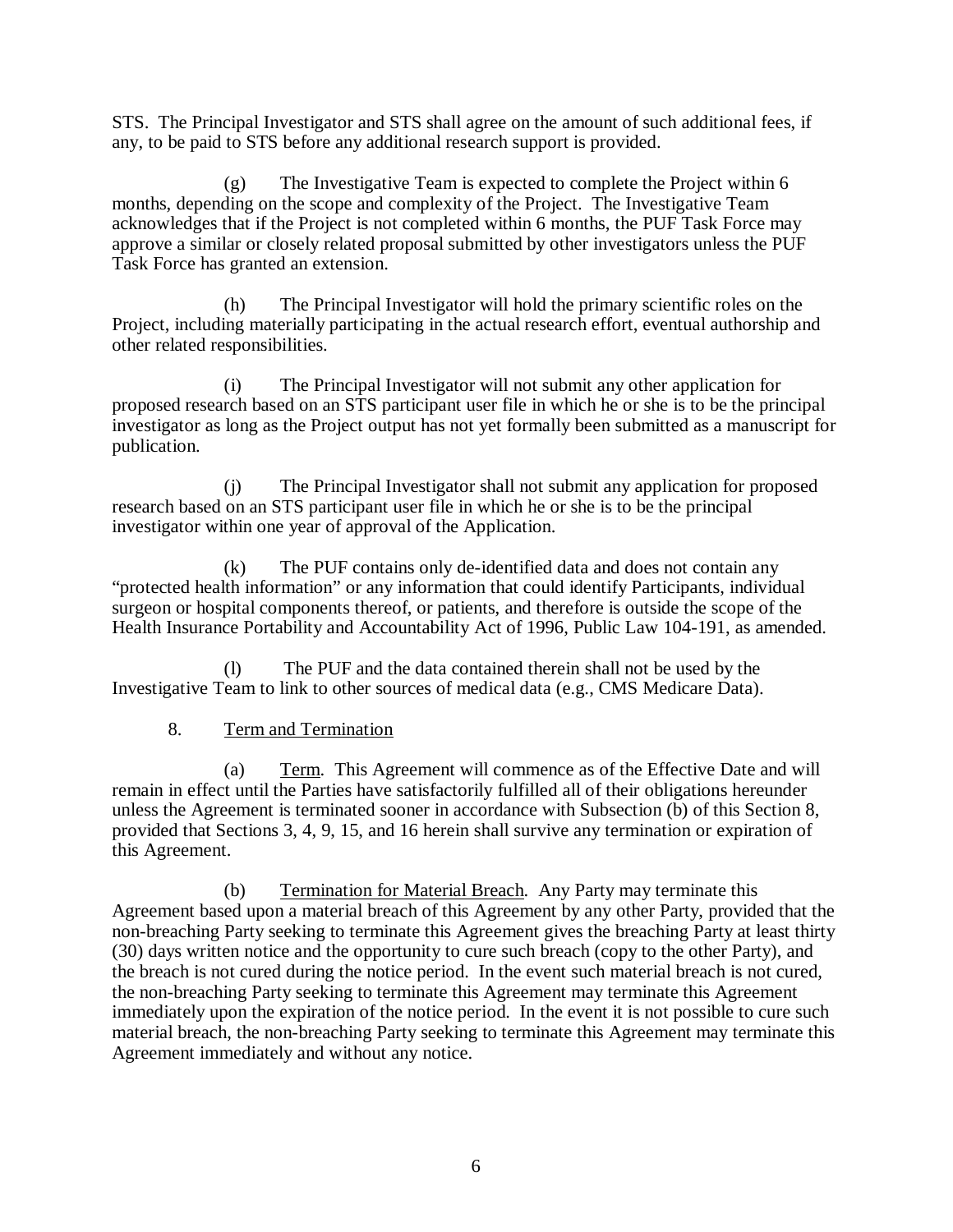STS. The Principal Investigator and STS shall agree on the amount of such additional fees, if any, to be paid to STS before any additional research support is provided.

(g) The Investigative Team is expected to complete the Project within 6 months, depending on the scope and complexity of the Project. The Investigative Team acknowledges that if the Project is not completed within 6 months, the PUF Task Force may approve a similar or closely related proposal submitted by other investigators unless the PUF Task Force has granted an extension.

(h) The Principal Investigator will hold the primary scientific roles on the Project, including materially participating in the actual research effort, eventual authorship and other related responsibilities.

(i) The Principal Investigator will not submit any other application for proposed research based on an STS participant user file in which he or she is to be the principal investigator as long as the Project output has not yet formally been submitted as a manuscript for publication.

(j) The Principal Investigator shall not submit any application for proposed research based on an STS participant user file in which he or she is to be the principal investigator within one year of approval of the Application.

(k) The PUF contains only de-identified data and does not contain any "protected health information" or any information that could identify Participants, individual surgeon or hospital components thereof, or patients, and therefore is outside the scope of the Health Insurance Portability and Accountability Act of 1996, Public Law 104-191, as amended.

(l) The PUF and the data contained therein shall not be used by the Investigative Team to link to other sources of medical data (e.g., CMS Medicare Data).

8. Term and Termination

(a) Term. This Agreement will commence as of the Effective Date and will remain in effect until the Parties have satisfactorily fulfilled all of their obligations hereunder unless the Agreement is terminated sooner in accordance with Subsection (b) of this Section 8, provided that Sections 3, 4, 9, 15, and 16 herein shall survive any termination or expiration of this Agreement.

(b) Termination for Material Breach. Any Party may terminate this Agreement based upon a material breach of this Agreement by any other Party, provided that the non-breaching Party seeking to terminate this Agreement gives the breaching Party at least thirty (30) days written notice and the opportunity to cure such breach (copy to the other Party), and the breach is not cured during the notice period. In the event such material breach is not cured, the non-breaching Party seeking to terminate this Agreement may terminate this Agreement immediately upon the expiration of the notice period. In the event it is not possible to cure such material breach, the non-breaching Party seeking to terminate this Agreement may terminate this Agreement immediately and without any notice.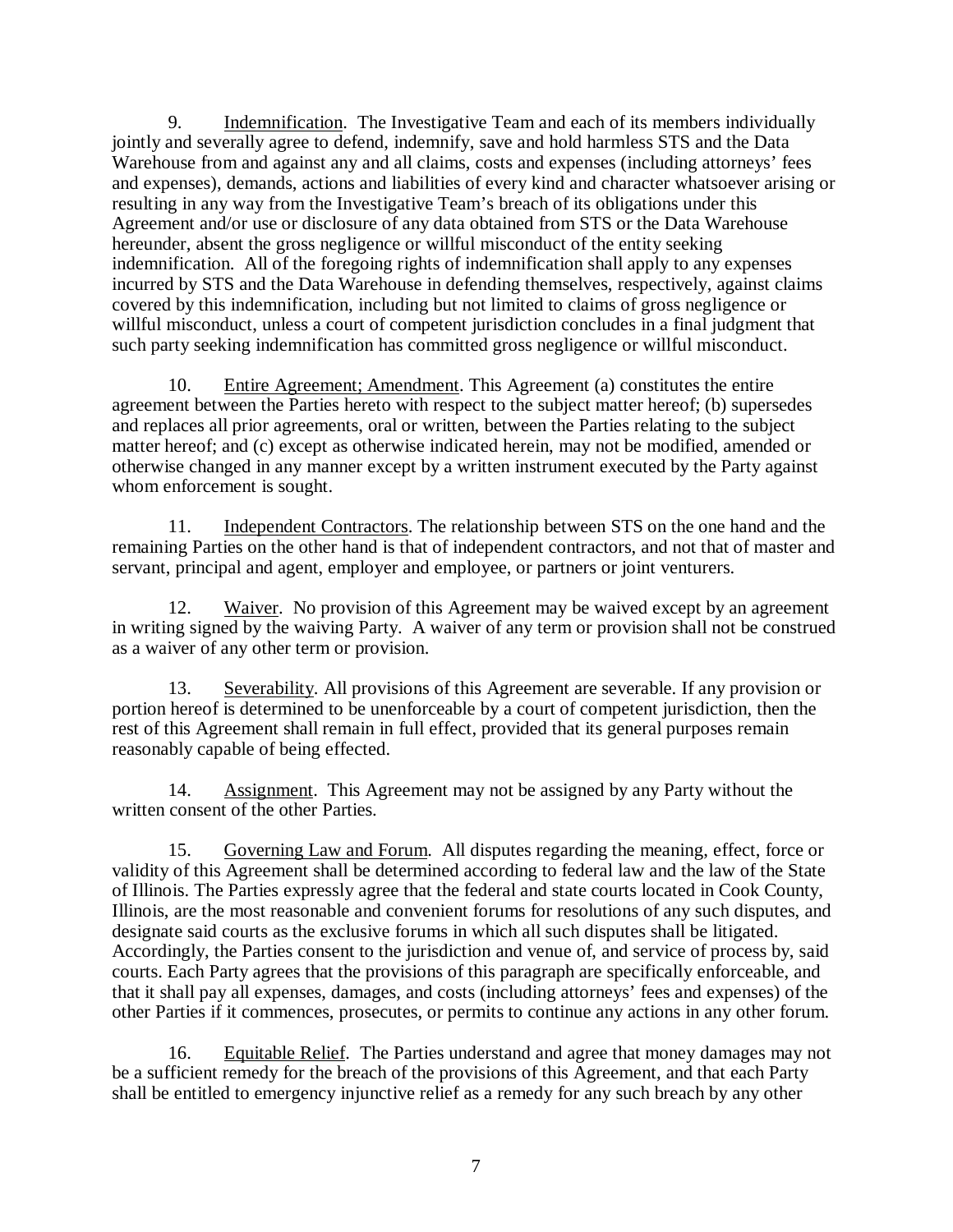9. Indemnification. The Investigative Team and each of its members individually jointly and severally agree to defend, indemnify, save and hold harmless STS and the Data Warehouse from and against any and all claims, costs and expenses (including attorneys' fees and expenses), demands, actions and liabilities of every kind and character whatsoever arising or resulting in any way from the Investigative Team's breach of its obligations under this Agreement and/or use or disclosure of any data obtained from STS or the Data Warehouse hereunder, absent the gross negligence or willful misconduct of the entity seeking indemnification. All of the foregoing rights of indemnification shall apply to any expenses incurred by STS and the Data Warehouse in defending themselves, respectively, against claims covered by this indemnification, including but not limited to claims of gross negligence or willful misconduct, unless a court of competent jurisdiction concludes in a final judgment that such party seeking indemnification has committed gross negligence or willful misconduct.

10. Entire Agreement; Amendment. This Agreement (a) constitutes the entire agreement between the Parties hereto with respect to the subject matter hereof; (b) supersedes and replaces all prior agreements, oral or written, between the Parties relating to the subject matter hereof; and (c) except as otherwise indicated herein, may not be modified, amended or otherwise changed in any manner except by a written instrument executed by the Party against whom enforcement is sought.

11. Independent Contractors. The relationship between STS on the one hand and the remaining Parties on the other hand is that of independent contractors, and not that of master and servant, principal and agent, employer and employee, or partners or joint venturers.

12. Waiver. No provision of this Agreement may be waived except by an agreement in writing signed by the waiving Party. A waiver of any term or provision shall not be construed as a waiver of any other term or provision.

13. Severability. All provisions of this Agreement are severable. If any provision or portion hereof is determined to be unenforceable by a court of competent jurisdiction, then the rest of this Agreement shall remain in full effect, provided that its general purposes remain reasonably capable of being effected.

14. Assignment. This Agreement may not be assigned by any Party without the written consent of the other Parties.

15. Governing Law and Forum. All disputes regarding the meaning, effect, force or validity of this Agreement shall be determined according to federal law and the law of the State of Illinois. The Parties expressly agree that the federal and state courts located in Cook County, Illinois, are the most reasonable and convenient forums for resolutions of any such disputes, and designate said courts as the exclusive forums in which all such disputes shall be litigated. Accordingly, the Parties consent to the jurisdiction and venue of, and service of process by, said courts. Each Party agrees that the provisions of this paragraph are specifically enforceable, and that it shall pay all expenses, damages, and costs (including attorneys' fees and expenses) of the other Parties if it commences, prosecutes, or permits to continue any actions in any other forum.

16. Equitable Relief. The Parties understand and agree that money damages may not be a sufficient remedy for the breach of the provisions of this Agreement, and that each Party shall be entitled to emergency injunctive relief as a remedy for any such breach by any other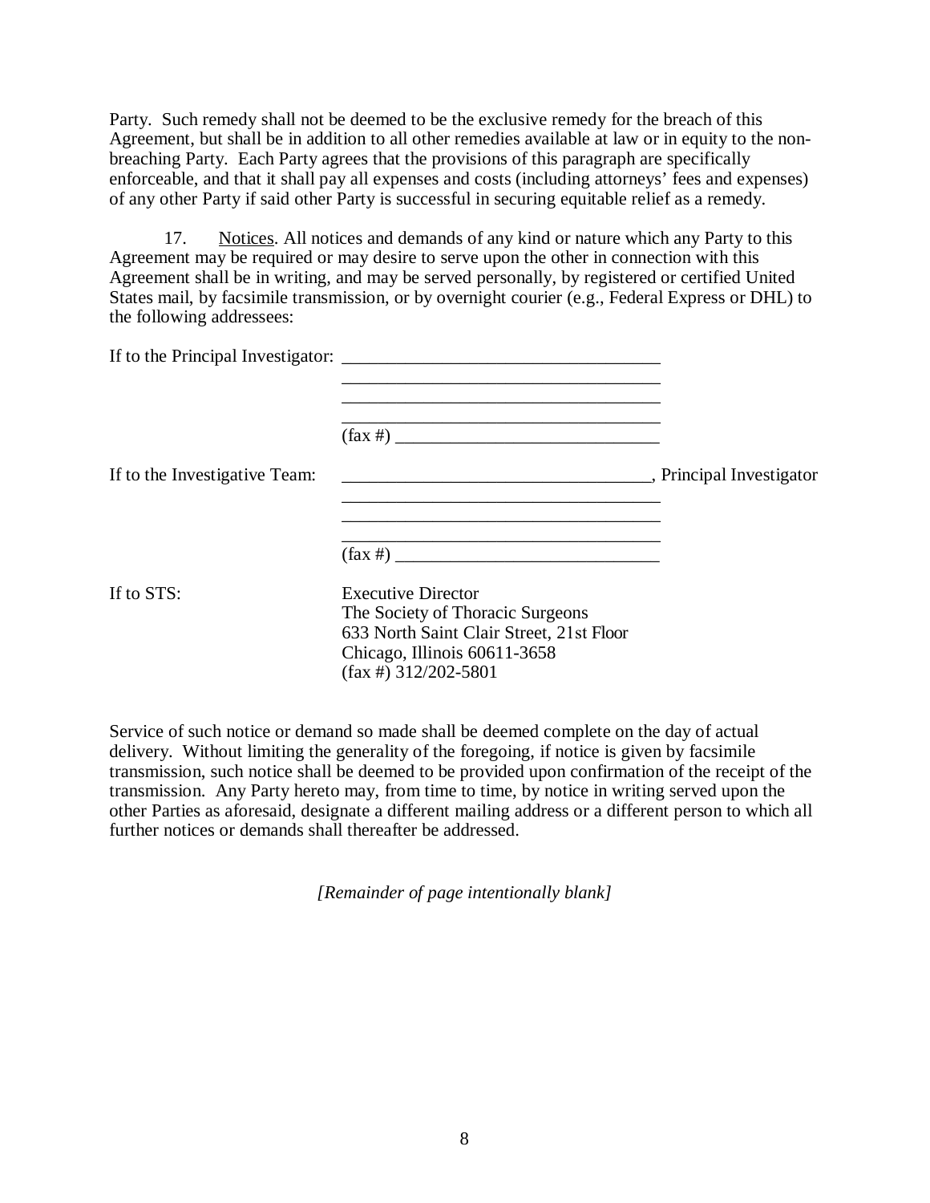Party. Such remedy shall not be deemed to be the exclusive remedy for the breach of this Agreement, but shall be in addition to all other remedies available at law or in equity to the non-breaching Party. Each Party agrees that the provisions of this paragraph are specifically enforceable, and that it shall pay all expenses and costs (including attorneys' fees and expenses) of any other Party if said other Party is successful in securing equitable relief as a remedy.

17. Notices. All notices and demands of any kind or nature which any Party to this Agreement may be required or may desire to serve upon the other in connection with this Agreement shall be in writing, and may be served personally, by registered or certified United States mail, by facsimile transmission, or by overnight courier (e.g., Federal Express or DHL) to the following addressees:

If to the Principal Investigator: ___________________________________
___________________________________
___________________________________
___________________________________
(fax #) ______________________________

If to the Investigative Team: ___________________________________, Principal Investigator
___________________________________
___________________________________
(fax #) ______________________________

If to STS: Executive Director
The Society of Thoracic Surgeons
633 North Saint Clair Street, 21st Floor
Chicago, Illinois 60611-3658
(fax #) 312/202-5801

Service of such notice or demand so made shall be deemed complete on the day of actual delivery. Without limiting the generality of the foregoing, if notice is given by facsimile transmission, such notice shall be deemed to be provided upon confirmation of the receipt of the transmission. Any Party hereto may, from time to time, by notice in writing served upon the other Parties as aforesaid, designate a different mailing address or a different person to which all further notices or demands shall thereafter be addressed.

*[Remainder of page intentionally blank]*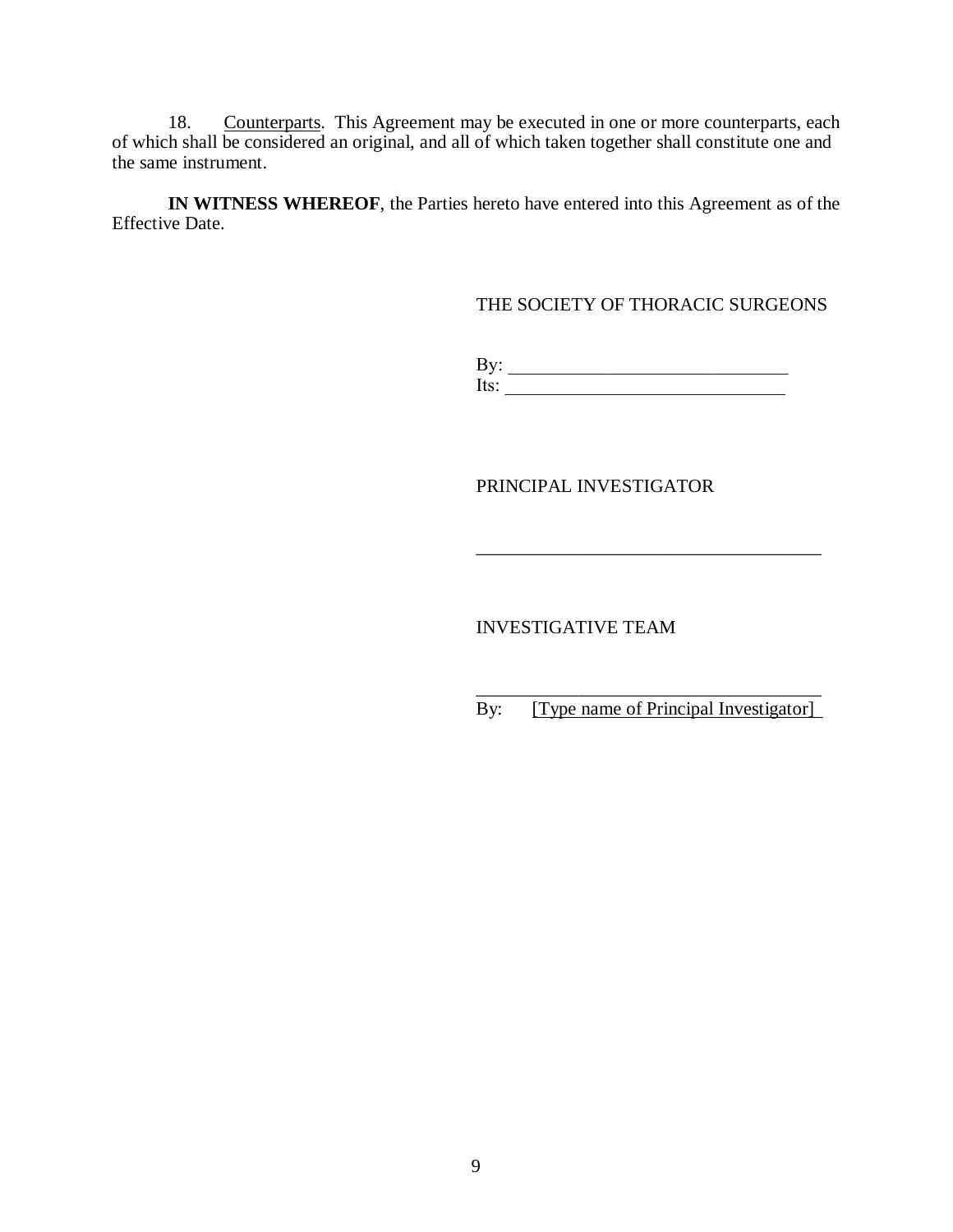18. Counterparts. This Agreement may be executed in one or more counterparts, each of which shall be considered an original, and all of which taken together shall constitute one and the same instrument.

**IN WITNESS WHEREOF**, the Parties hereto have entered into this Agreement as of the Effective Date.

THE SOCIETY OF THORACIC SURGEONS

By: ______________________________
Its: ______________________________

PRINCIPAL INVESTIGATOR

______________________________________

INVESTIGATIVE TEAM

______________________________________
By: [Type name of Principal Investigator]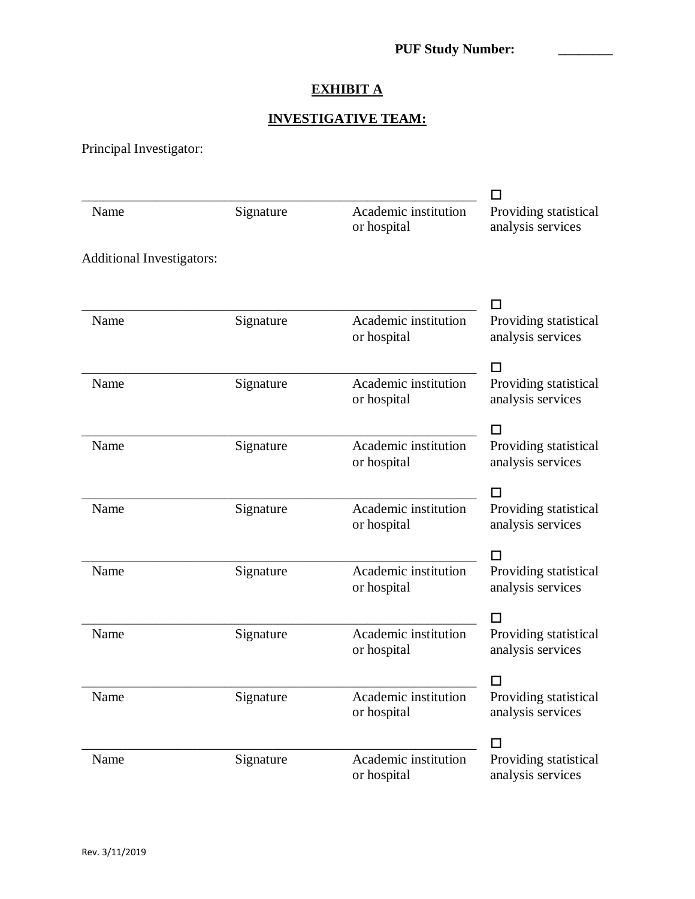**PUF Study Number: ________**

**EXHIBIT A**

**INVESTIGATIVE TEAM:**

Principal Investigator:

| Name | Signature | Academic institution or hospital | ☐ Providing statistical analysis services |
|---|---|---|---|

Additional Investigators:

| Name | Signature | Academic institution or hospital | ☐ Providing statistical analysis services |
|---|---|---|---|
| Name | Signature | Academic institution or hospital | ☐ Providing statistical analysis services |
| Name | Signature | Academic institution or hospital | ☐ Providing statistical analysis services |
| Name | Signature | Academic institution or hospital | ☐ Providing statistical analysis services |
| Name | Signature | Academic institution or hospital | ☐ Providing statistical analysis services |
| Name | Signature | Academic institution or hospital | ☐ Providing statistical analysis services |
| Name | Signature | Academic institution or hospital | ☐ Providing statistical analysis services |
| Name | Signature | Academic institution or hospital | ☐ Providing statistical analysis services |

Rev. 3/11/2019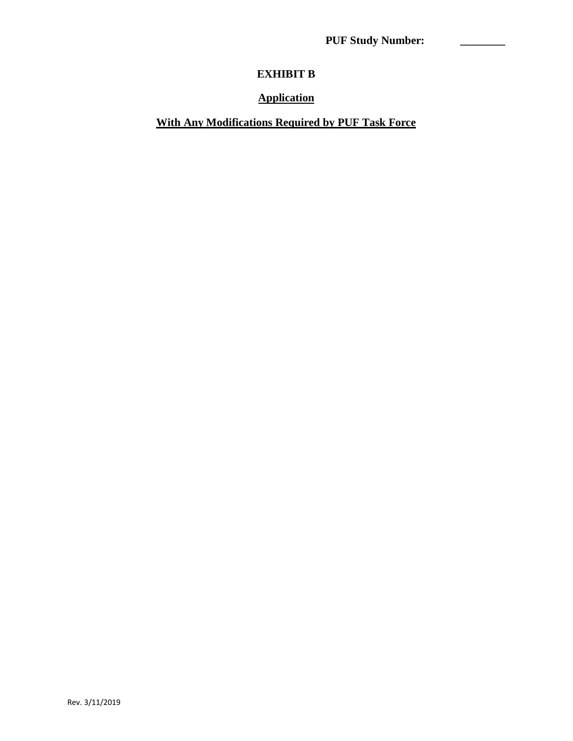**PUF Study Number: ________**

# EXHIBIT B

## Application

## With Any Modifications Required by PUF Task Force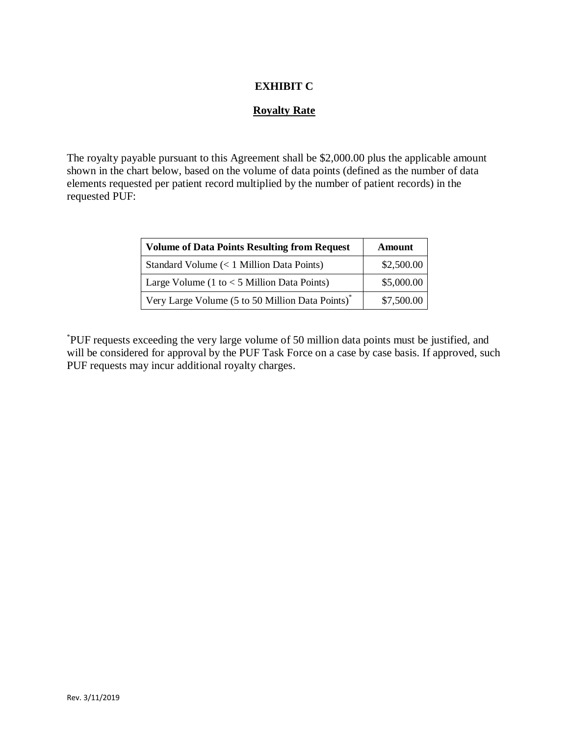# EXHIBIT C

## Royalty Rate

The royalty payable pursuant to this Agreement shall be $2,000.00 plus the applicable amount shown in the chart below, based on the volume of data points (defined as the number of data elements requested per patient record multiplied by the number of patient records) in the requested PUF:

| Volume of Data Points Resulting from Request | Amount |
|---|---|
| Standard Volume (< 1 Million Data Points) | $2,500.00 |
| Large Volume (1 to < 5 Million Data Points) | $5,000.00 |
| Very Large Volume (5 to 50 Million Data Points)* | $7,500.00 |

*PUF requests exceeding the very large volume of 50 million data points must be justified, and will be considered for approval by the PUF Task Force on a case by case basis. If approved, such PUF requests may incur additional royalty charges.

Rev. 3/11/2019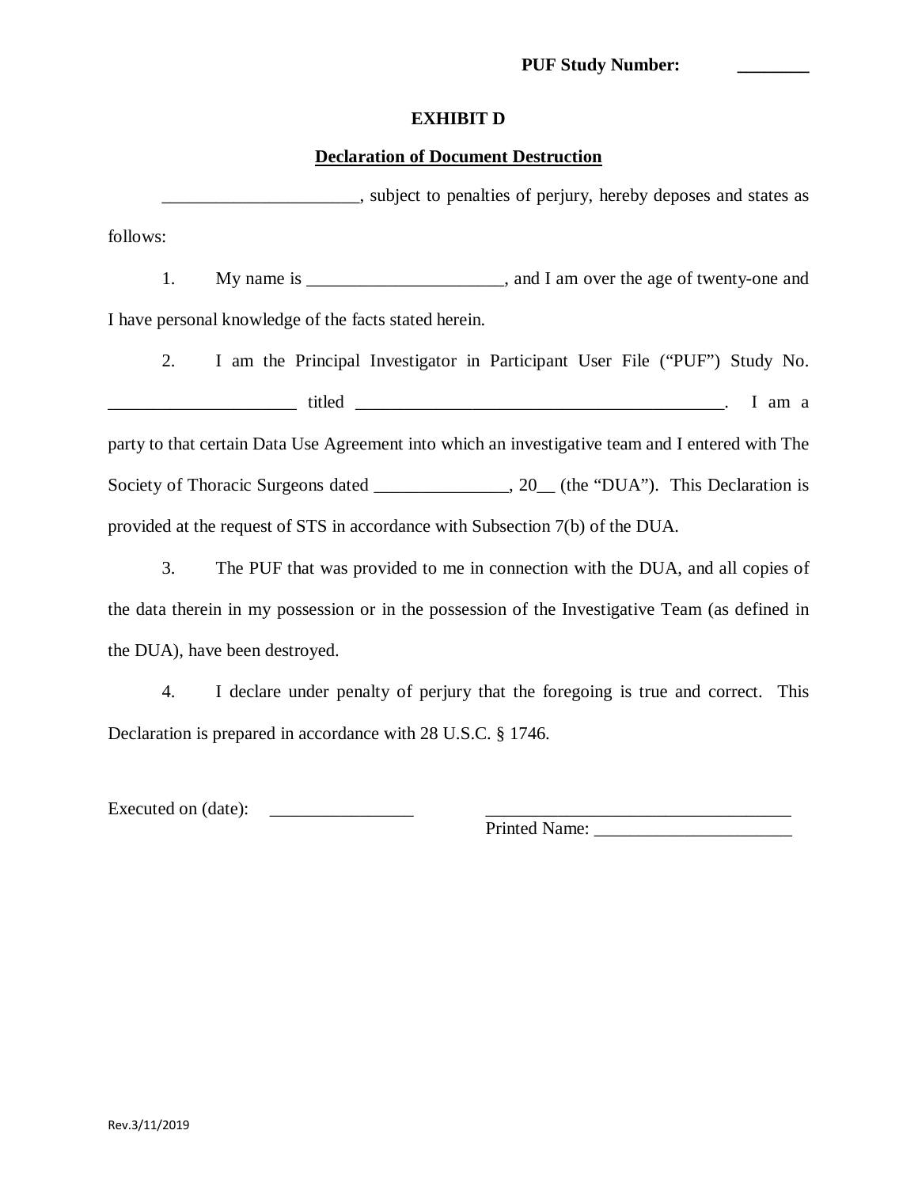**PUF Study Number: ________**

## EXHIBIT D

### Declaration of Document Destruction

______________________, subject to penalties of perjury, hereby deposes and states as follows:

1. My name is ______________________, and I am over the age of twenty-one and I have personal knowledge of the facts stated herein.

2. I am the Principal Investigator in Participant User File ("PUF") Study No. _____________________ titled __________________________________________. I am a party to that certain Data Use Agreement into which an investigative team and I entered with The Society of Thoracic Surgeons dated _______________, 20__ (the "DUA"). This Declaration is provided at the request of STS in accordance with Subsection 7(b) of the DUA.

3. The PUF that was provided to me in connection with the DUA, and all copies of the data therein in my possession or in the possession of the Investigative Team (as defined in the DUA), have been destroyed.

4. I declare under penalty of perjury that the foregoing is true and correct. This Declaration is prepared in accordance with 28 U.S.C. § 1746.

Executed on (date): ________________ ___________________________________

Printed Name: ______________________

Rev.3/11/2019